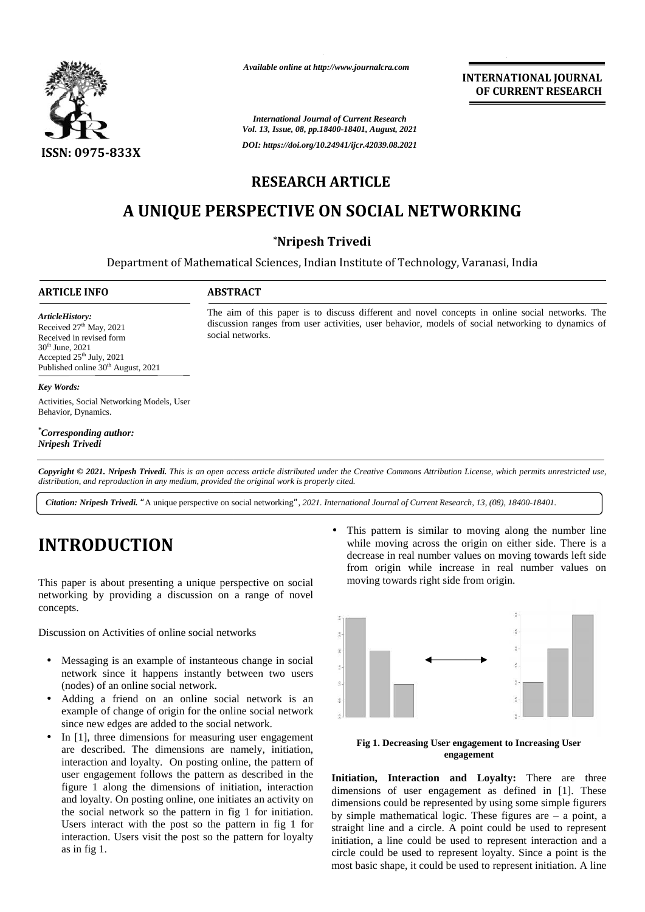RESEARCH ARTICLE

# A UNIQUE PERSPECTIVE ON SOCIAL NETWORKING

**\*Nripesh Trivedi**

Department of Mathematical Sciences, Indian Institute of Technology, Varanasi, India

**ARTICLE INFO**

*ArticleHistory:*
Received 27th May, 2021
Received in revised form
30th June, 2021
Accepted 25th July, 2021
Published online 30th August, 2021

*Key Words:*

Activities, Social Networking Models, User Behavior, Dynamics.

*\*Corresponding author:*
*Nripesh Trivedi*

**ABSTRACT**

The aim of this paper is to discuss different and novel concepts in online social networks. The discussion ranges from user activities, user behavior, models of social networking to dynamics of social networks.

*Copyright © 2021. Nripesh Trivedi. This is an open access article distributed under the Creative Commons Attribution License, which permits unrestricted use, distribution, and reproduction in any medium, provided the original work is properly cited.*

***Citation: Nripesh Trivedi.*** "A unique perspective on social networking", *2021. International Journal of Current Research, 13, (08), 18400-18401.*

# INTRODUCTION

This paper is about presenting a unique perspective on social networking by providing a discussion on a range of novel concepts.

Discussion on Activities of online social networks

- Messaging is an example of instanteous change in social network since it happens instantly between two users (nodes) of an online social network.
- Adding a friend on an online social network is an example of change of origin for the online social network since new edges are added to the social network.
- In [1], three dimensions for measuring user engagement are described. The dimensions are namely, initiation, interaction and loyalty. On posting online, the pattern of user engagement follows the pattern as described in the figure 1 along the dimensions of initiation, interaction and loyalty. On posting online, one initiates an activity on the social network so the pattern in fig 1 for initiation. Users interact with the post so the pattern in fig 1 for interaction. Users visit the post so the pattern for loyalty as in fig 1.
- This pattern is similar to moving along the number line while moving across the origin on either side. There is a decrease in real number values on moving towards left side from origin while increase in real number values on moving towards right side from origin.

**Fig 1. Decreasing User engagement to Increasing User engagement**

**Initiation, Interaction and Loyalty:** There are three dimensions of user engagement as defined in [1]. These dimensions could be represented by using some simple figurers by simple mathematical logic. These figures are – a point, a straight line and a circle. A point could be used to represent initiation, a line could be used to represent interaction and a circle could be used to represent loyalty. Since a point is the most basic shape, it could be used to represent initiation. A line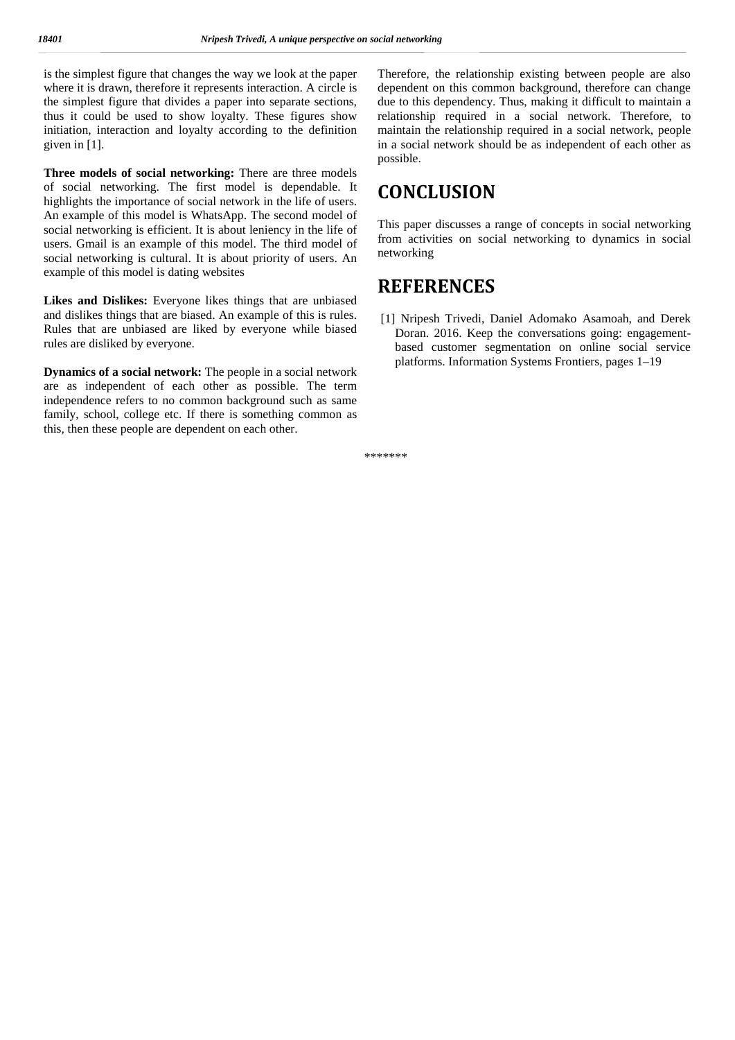is the simplest figure that changes the way we look at the paper where it is drawn, therefore it represents interaction. A circle is the simplest figure that divides a paper into separate sections, thus it could be used to show loyalty. These figures show initiation, interaction and loyalty according to the definition given in [1].

**Three models of social networking:** There are three models of social networking. The first model is dependable. It highlights the importance of social network in the life of users. An example of this model is WhatsApp. The second model of social networking is efficient. It is about leniency in the life of users. Gmail is an example of this model. The third model of social networking is cultural. It is about priority of users. An example of this model is dating websites

**Likes and Dislikes:** Everyone likes things that are unbiased and dislikes things that are biased. An example of this is rules. Rules that are unbiased are liked by everyone while biased rules are disliked by everyone.

**Dynamics of a social network:** The people in a social network are as independent of each other as possible. The term independence refers to no common background such as same family, school, college etc. If there is something common as this, then these people are dependent on each other. Therefore, the relationship existing between people are also dependent on this common background, therefore can change due to this dependency. Thus, making it difficult to maintain a relationship required in a social network. Therefore, to maintain the relationship required in a social network, people in a social network should be as independent of each other as possible.

# CONCLUSION

This paper discusses a range of concepts in social networking from activities on social networking to dynamics in social networking

# REFERENCES

[1] Nripesh Trivedi, Daniel Adomako Asamoah, and Derek Doran. 2016. Keep the conversations going: engagement-based customer segmentation on online social service platforms. Information Systems Frontiers, pages 1–19

*******